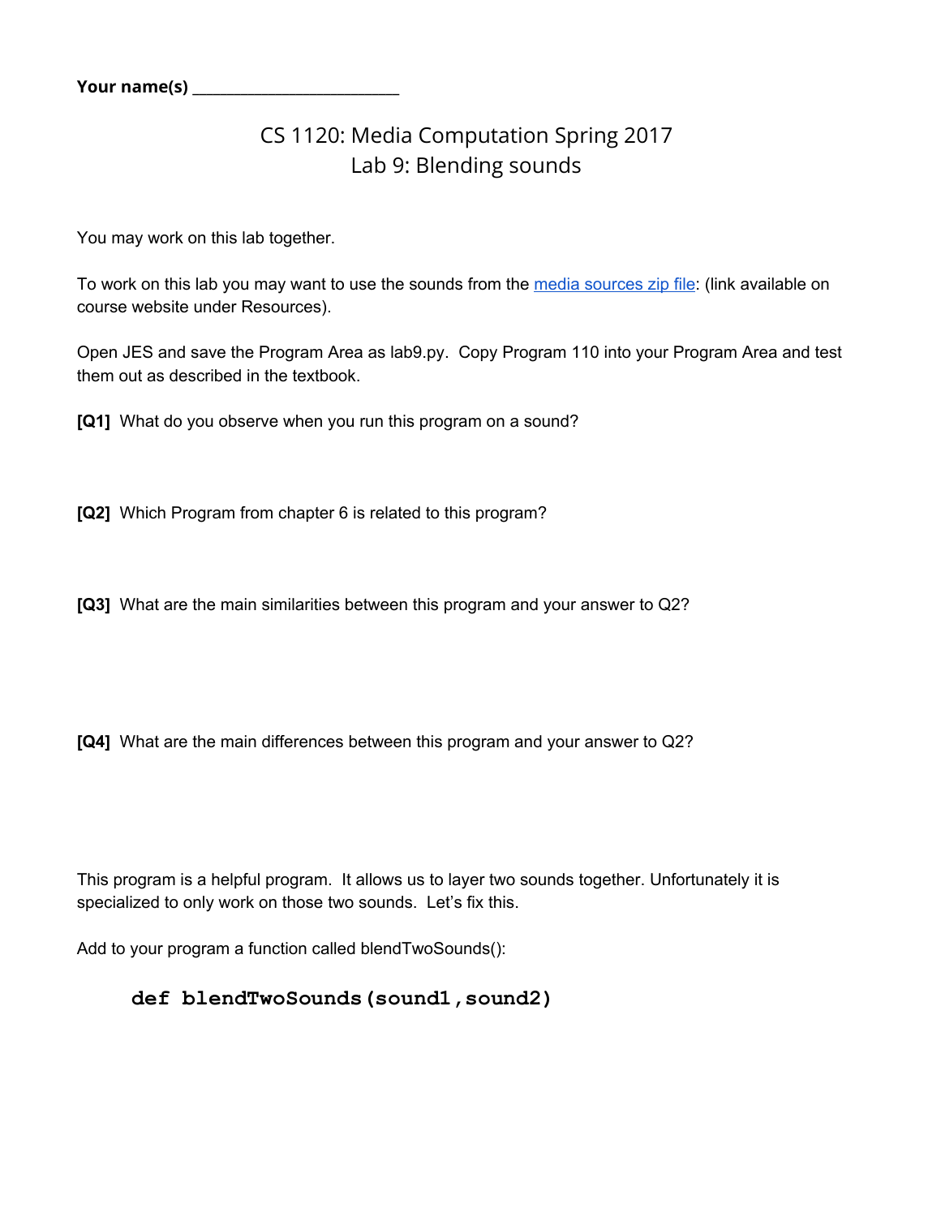**Your name(s)** ______________________

# CS 1120: Media Computation Spring 2017
## Lab 9: Blending sounds

You may work on this lab together.

To work on this lab you may want to use the sounds from the media sources zip file: (link available on course website under Resources).

Open JES and save the Program Area as lab9.py. Copy Program 110 into your Program Area and test them out as described in the textbook.

**[Q1]** What do you observe when you run this program on a sound?

**[Q2]** Which Program from chapter 6 is related to this program?

**[Q3]** What are the main similarities between this program and your answer to Q2?

**[Q4]** What are the main differences between this program and your answer to Q2?

This program is a helpful program. It allows us to layer two sounds together. Unfortunately it is specialized to only work on those two sounds. Let's fix this.

Add to your program a function called blendTwoSounds():

```
def blendTwoSounds(sound1,sound2)
```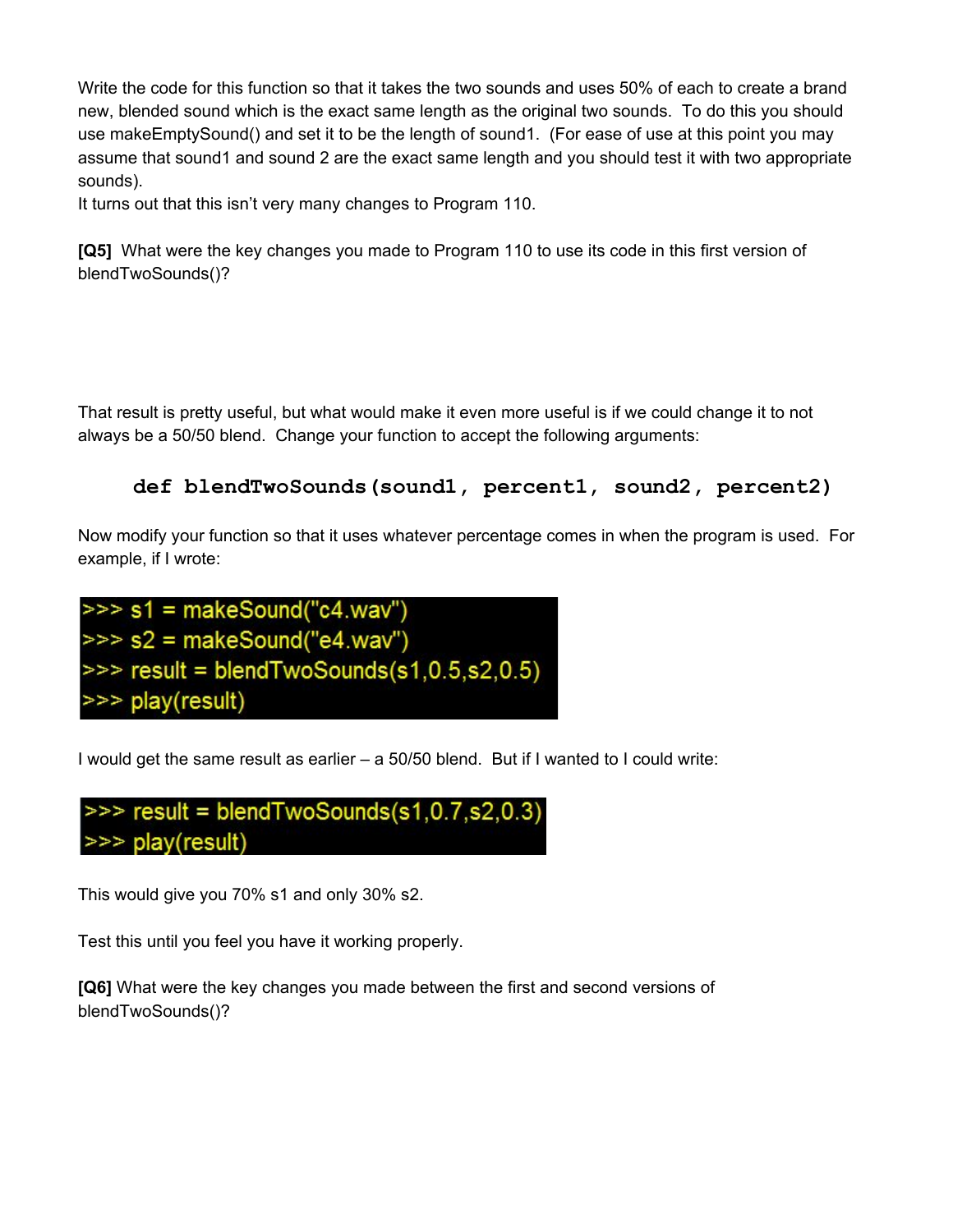Write the code for this function so that it takes the two sounds and uses 50% of each to create a brand new, blended sound which is the exact same length as the original two sounds. To do this you should use makeEmptySound() and set it to be the length of sound1. (For ease of use at this point you may assume that sound1 and sound 2 are the exact same length and you should test it with two appropriate sounds).

It turns out that this isn't very many changes to Program 110.

**[Q5]** What were the key changes you made to Program 110 to use its code in this first version of blendTwoSounds()?

That result is pretty useful, but what would make it even more useful is if we could change it to not always be a 50/50 blend. Change your function to accept the following arguments:

```
def blendTwoSounds(sound1, percent1, sound2, percent2)
```

Now modify your function so that it uses whatever percentage comes in when the program is used. For example, if I wrote:

```
>>> s1 = makeSound("c4.wav")
>>> s2 = makeSound("e4.wav")
>>> result = blendTwoSounds(s1,0.5,s2,0.5)
>>> play(result)
```

I would get the same result as earlier – a 50/50 blend. But if I wanted to I could write:

```
>>> result = blendTwoSounds(s1,0.7,s2,0.3)
>>> play(result)
```

This would give you 70% s1 and only 30% s2.

Test this until you feel you have it working properly.

**[Q6]** What were the key changes you made between the first and second versions of blendTwoSounds()?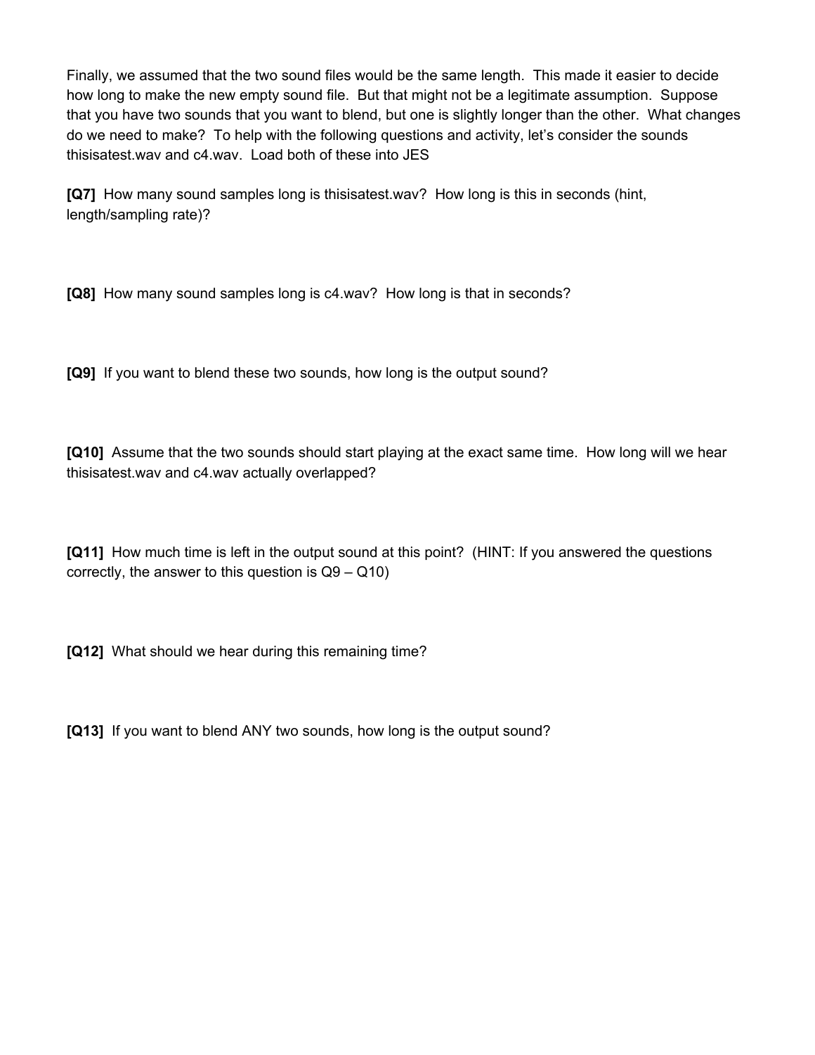Finally, we assumed that the two sound files would be the same length. This made it easier to decide how long to make the new empty sound file. But that might not be a legitimate assumption. Suppose that you have two sounds that you want to blend, but one is slightly longer than the other. What changes do we need to make? To help with the following questions and activity, let's consider the sounds thisisatest.wav and c4.wav. Load both of these into JES

**[Q7]** How many sound samples long is thisisatest.wav? How long is this in seconds (hint, length/sampling rate)?

**[Q8]** How many sound samples long is c4.wav? How long is that in seconds?

**[Q9]** If you want to blend these two sounds, how long is the output sound?

**[Q10]** Assume that the two sounds should start playing at the exact same time. How long will we hear thisisatest.wav and c4.wav actually overlapped?

**[Q11]** How much time is left in the output sound at this point? (HINT: If you answered the questions correctly, the answer to this question is Q9 – Q10)

**[Q12]** What should we hear during this remaining time?

**[Q13]** If you want to blend ANY two sounds, how long is the output sound?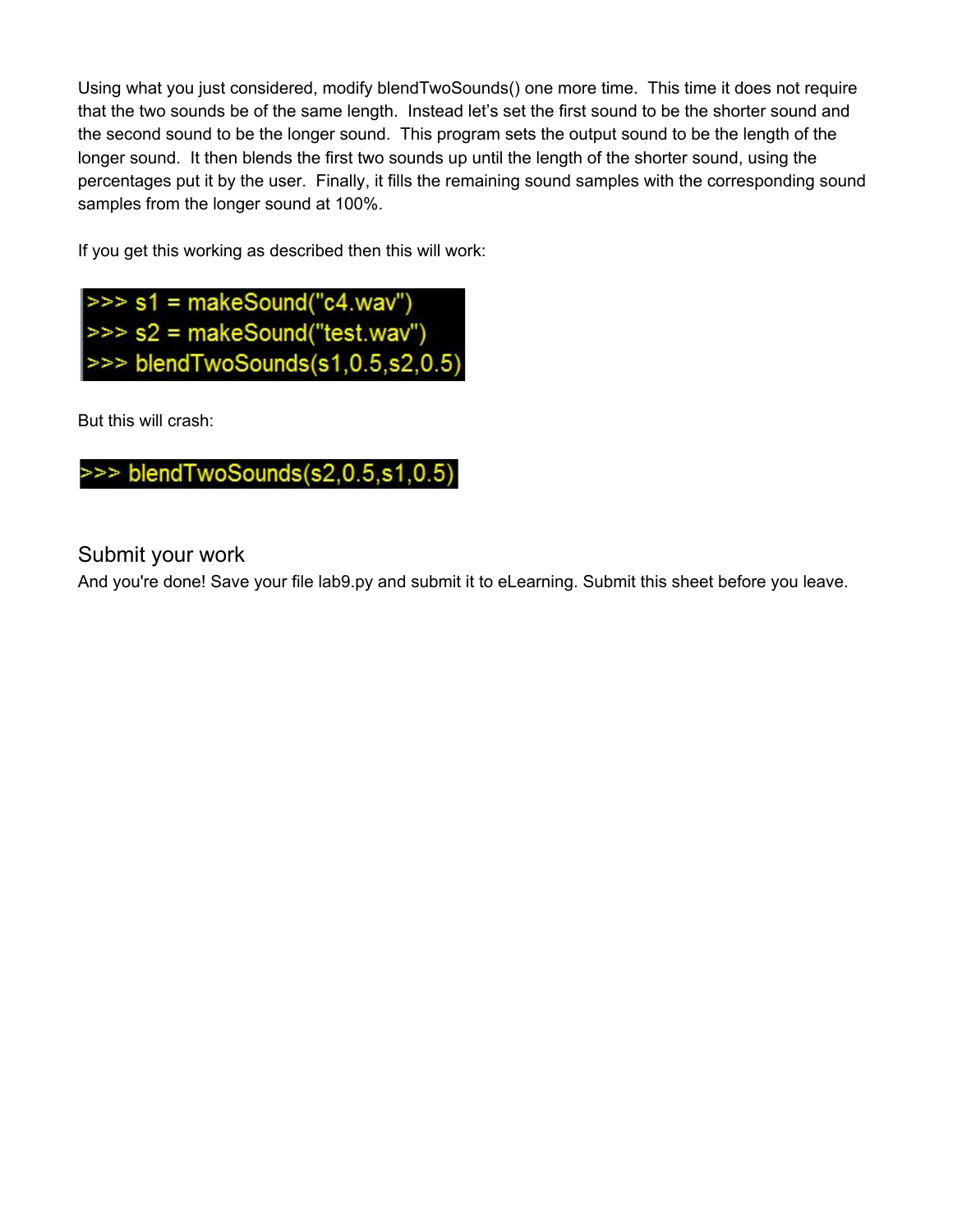Using what you just considered, modify blendTwoSounds() one more time. This time it does not require that the two sounds be of the same length. Instead let's set the first sound to be the shorter sound and the second sound to be the longer sound. This program sets the output sound to be the length of the longer sound. It then blends the first two sounds up until the length of the shorter sound, using the percentages put it by the user. Finally, it fills the remaining sound samples with the corresponding sound samples from the longer sound at 100%.

If you get this working as described then this will work:

```
>>> s1 = makeSound("c4.wav")
>>> s2 = makeSound("test.wav")
>>> blendTwoSounds(s1,0.5,s2,0.5)
```

But this will crash:

```
>>> blendTwoSounds(s2,0.5,s1,0.5)
```

## Submit your work

And you're done! Save your file lab9.py and submit it to eLearning. Submit this sheet before you leave.